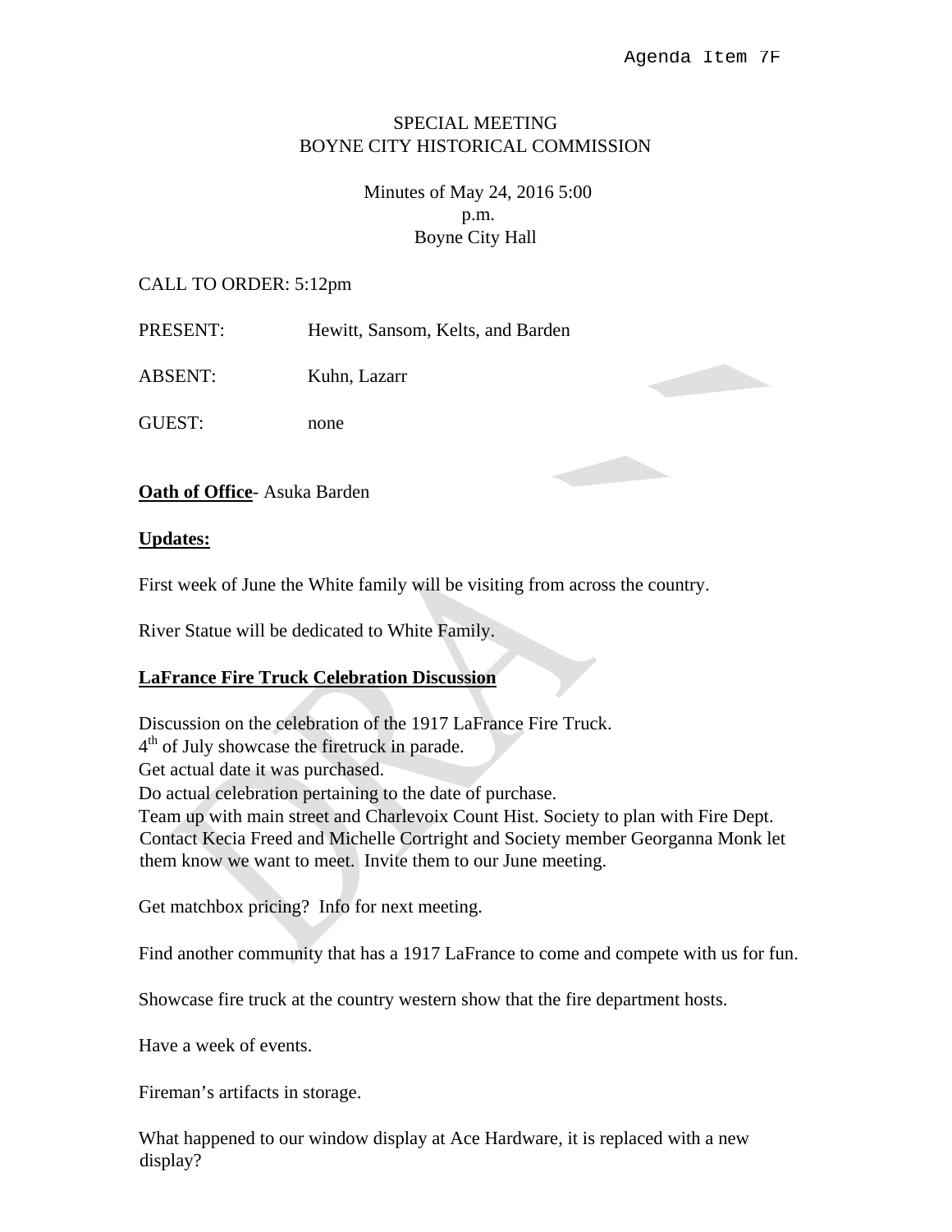Agenda Item 7F

SPECIAL MEETING
BOYNE CITY HISTORICAL COMMISSION

Minutes of May 24, 2016 5:00 p.m.
Boyne City Hall

CALL TO ORDER: 5:12pm

PRESENT: Hewitt, Sansom, Kelts, and Barden

ABSENT: Kuhn, Lazarr

GUEST: none

**Oath of Office**- Asuka Barden

**Updates:**

First week of June the White family will be visiting from across the country.

River Statue will be dedicated to White Family.

**LaFrance Fire Truck Celebration Discussion**

Discussion on the celebration of the 1917 LaFrance Fire Truck.
4th of July showcase the firetruck in parade.
Get actual date it was purchased.
Do actual celebration pertaining to the date of purchase.
Team up with main street and Charlevoix Count Hist. Society to plan with Fire Dept. Contact Kecia Freed and Michelle Cortright and Society member Georganna Monk let them know we want to meet. Invite them to our June meeting.

Get matchbox pricing? Info for next meeting.

Find another community that has a 1917 LaFrance to come and compete with us for fun.

Showcase fire truck at the country western show that the fire department hosts.

Have a week of events.

Fireman's artifacts in storage.

What happened to our window display at Ace Hardware, it is replaced with a new display?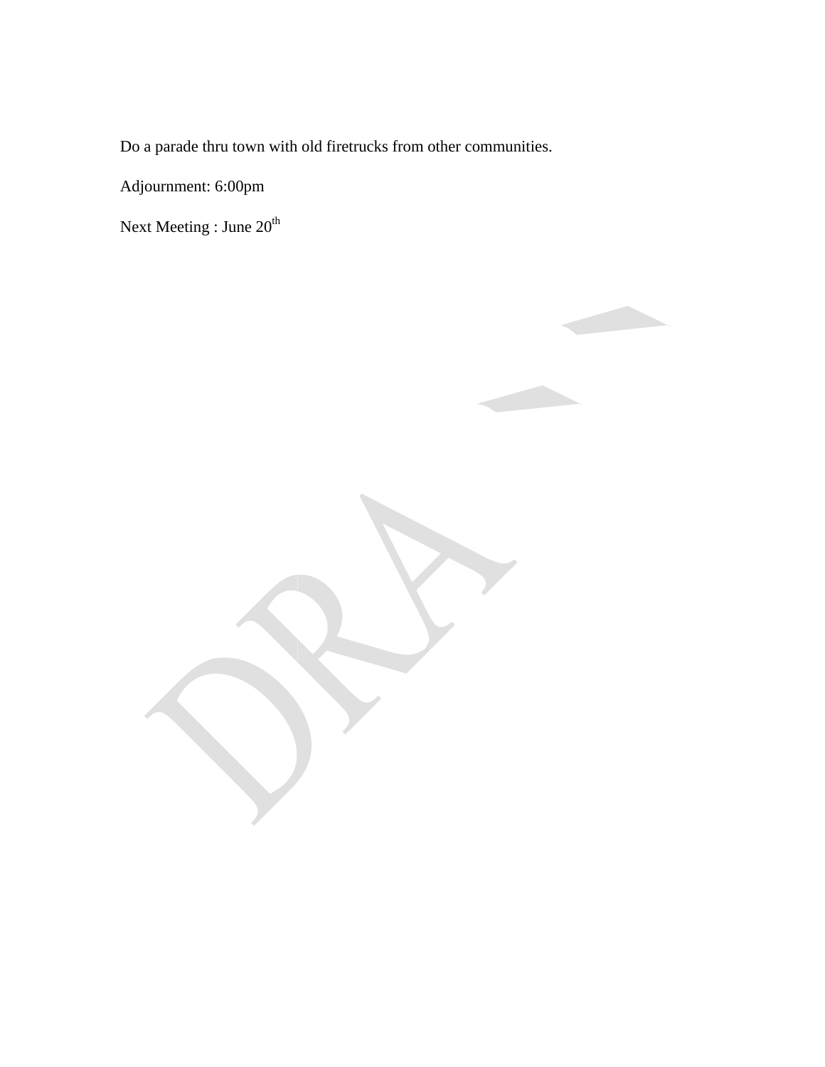Do a parade thru town with old firetrucks from other communities.

Adjournment: 6:00pm

Next Meeting : June 20th